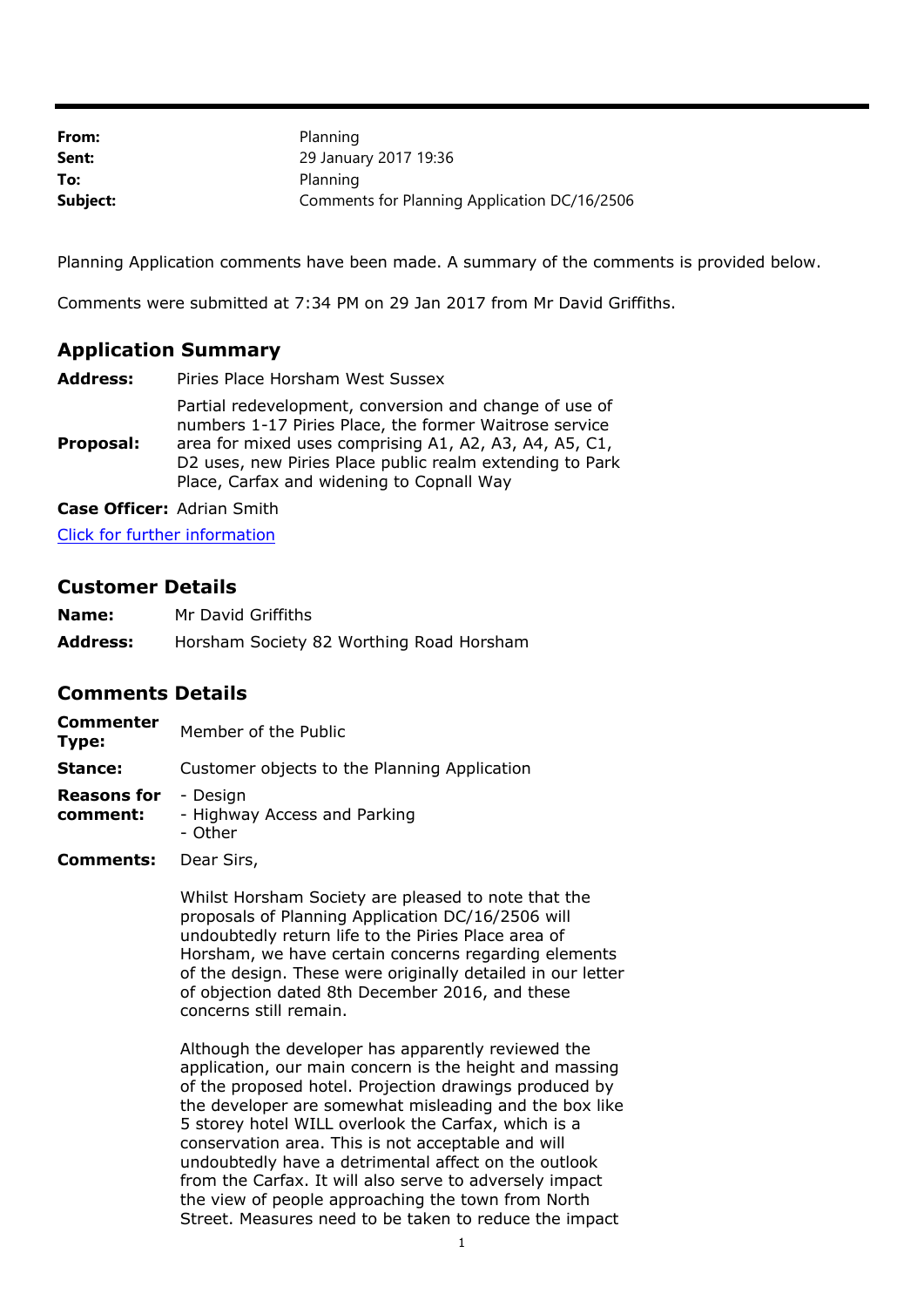| | |
|---|---|
| **From:** | Planning |
| **Sent:** | 29 January 2017 19:36 |
| **To:** | Planning |
| **Subject:** | Comments for Planning Application DC/16/2506 |

Planning Application comments have been made. A summary of the comments is provided below.

Comments were submitted at 7:34 PM on 29 Jan 2017 from Mr David Griffiths.

## Application Summary

| | |
|---|---|
| **Address:** | Piries Place Horsham West Sussex |
| **Proposal:** | Partial redevelopment, conversion and change of use of numbers 1-17 Piries Place, the former Waitrose service area for mixed uses comprising A1, A2, A3, A4, A5, C1, D2 uses, new Piries Place public realm extending to Park Place, Carfax and widening to Copnall Way |
| **Case Officer:** | Adrian Smith |

[Click for further information]

## Customer Details

| | |
|---|---|
| **Name:** | Mr David Griffiths |
| **Address:** | Horsham Society 82 Worthing Road Horsham |

## Comments Details

| | |
|---|---|
| **Commenter Type:** | Member of the Public |
| **Stance:** | Customer objects to the Planning Application |
| **Reasons for comment:** | - Design<br>- Highway Access and Parking<br>- Other |

**Comments:** Dear Sirs,

Whilst Horsham Society are pleased to note that the proposals of Planning Application DC/16/2506 will undoubtedly return life to the Piries Place area of Horsham, we have certain concerns regarding elements of the design. These were originally detailed in our letter of objection dated 8th December 2016, and these concerns still remain.

Although the developer has apparently reviewed the application, our main concern is the height and massing of the proposed hotel. Projection drawings produced by the developer are somewhat misleading and the box like 5 storey hotel WILL overlook the Carfax, which is a conservation area. This is not acceptable and will undoubtedly have a detrimental affect on the outlook from the Carfax. It will also serve to adversely impact the view of people approaching the town from North Street. Measures need to be taken to reduce the impact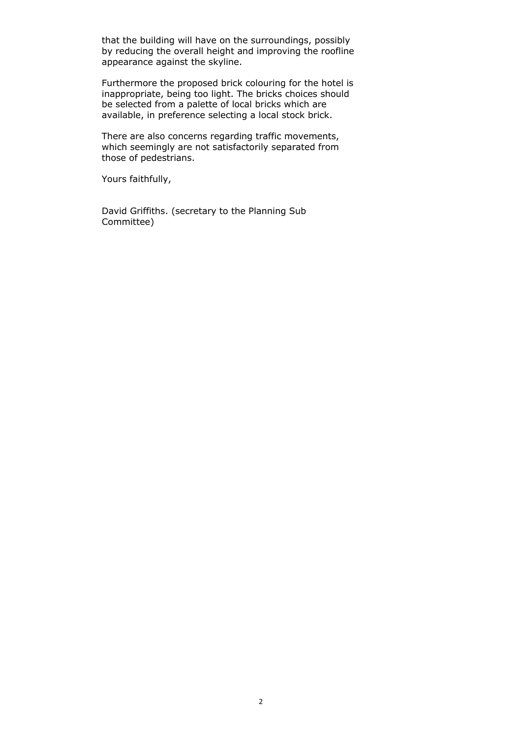that the building will have on the surroundings, possibly by reducing the overall height and improving the roofline appearance against the skyline.

Furthermore the proposed brick colouring for the hotel is inappropriate, being too light. The bricks choices should be selected from a palette of local bricks which are available, in preference selecting a local stock brick.

There are also concerns regarding traffic movements, which seemingly are not satisfactorily separated from those of pedestrians.

Yours faithfully,

David Griffiths. (secretary to the Planning Sub Committee)